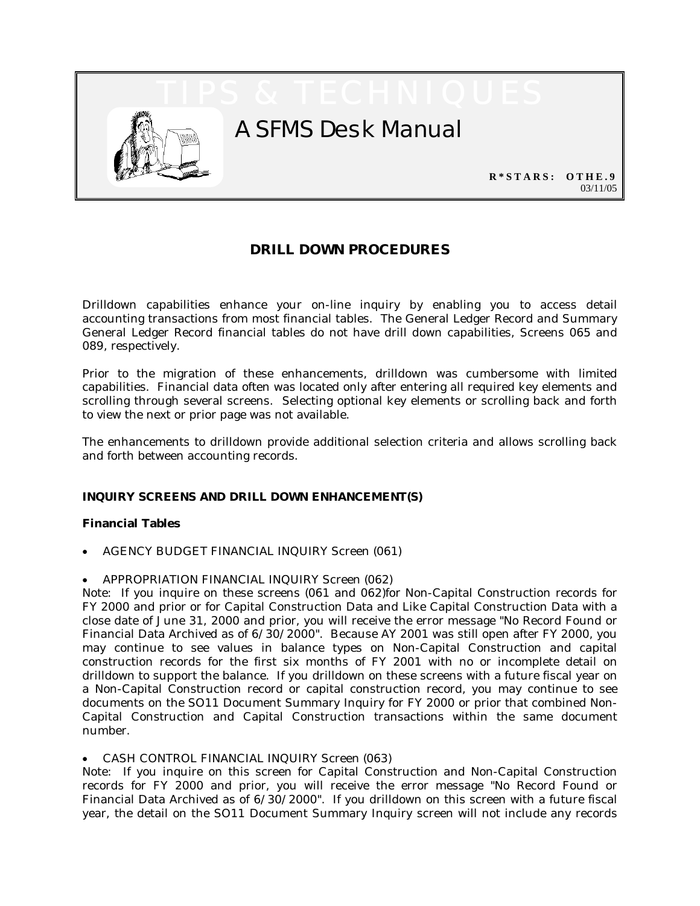# TIPS & TECHNIQUES

## A SFMS Desk Manual

**R\*STARS: OTHE.9**
03/11/05

## DRILL DOWN PROCEDURES

Drilldown capabilities enhance your on-line inquiry by enabling you to access detail accounting transactions from most financial tables. The General Ledger Record and Summary General Ledger Record financial tables do not have drill down capabilities, Screens 065 and 089, respectively.

Prior to the migration of these enhancements, drilldown was cumbersome with limited capabilities. Financial data often was located only after entering all required key elements and scrolling through several screens. Selecting optional key elements or scrolling back and forth to view the next or prior page was not available.

The enhancements to drilldown provide additional selection criteria and allows scrolling back and forth between accounting records.

### INQUIRY SCREENS AND DRILL DOWN ENHANCEMENT(S)

#### Financial Tables

- AGENCY BUDGET FINANCIAL INQUIRY Screen (061)

- APPROPRIATION FINANCIAL INQUIRY Screen (062)

Note: If you inquire on these screens (061 and 062)for Non-Capital Construction records for FY 2000 and prior or for Capital Construction Data and Like Capital Construction Data with a close date of June 31, 2000 and prior, you will receive the error message "No Record Found or Financial Data Archived as of 6/30/2000". Because AY 2001 was still open after FY 2000, you may continue to see values in balance types on Non-Capital Construction and capital construction records for the first six months of FY 2001 with no or incomplete detail on drilldown to support the balance. If you drilldown on these screens with a future fiscal year on a Non-Capital Construction record or capital construction record, you may continue to see documents on the SO11 Document Summary Inquiry for FY 2000 or prior that combined Non-Capital Construction and Capital Construction transactions within the same document number.

- CASH CONTROL FINANCIAL INQUIRY Screen (063)

Note: If you inquire on this screen for Capital Construction and Non-Capital Construction records for FY 2000 and prior, you will receive the error message "No Record Found or Financial Data Archived as of 6/30/2000". If you drilldown on this screen with a future fiscal year, the detail on the SO11 Document Summary Inquiry screen will not include any records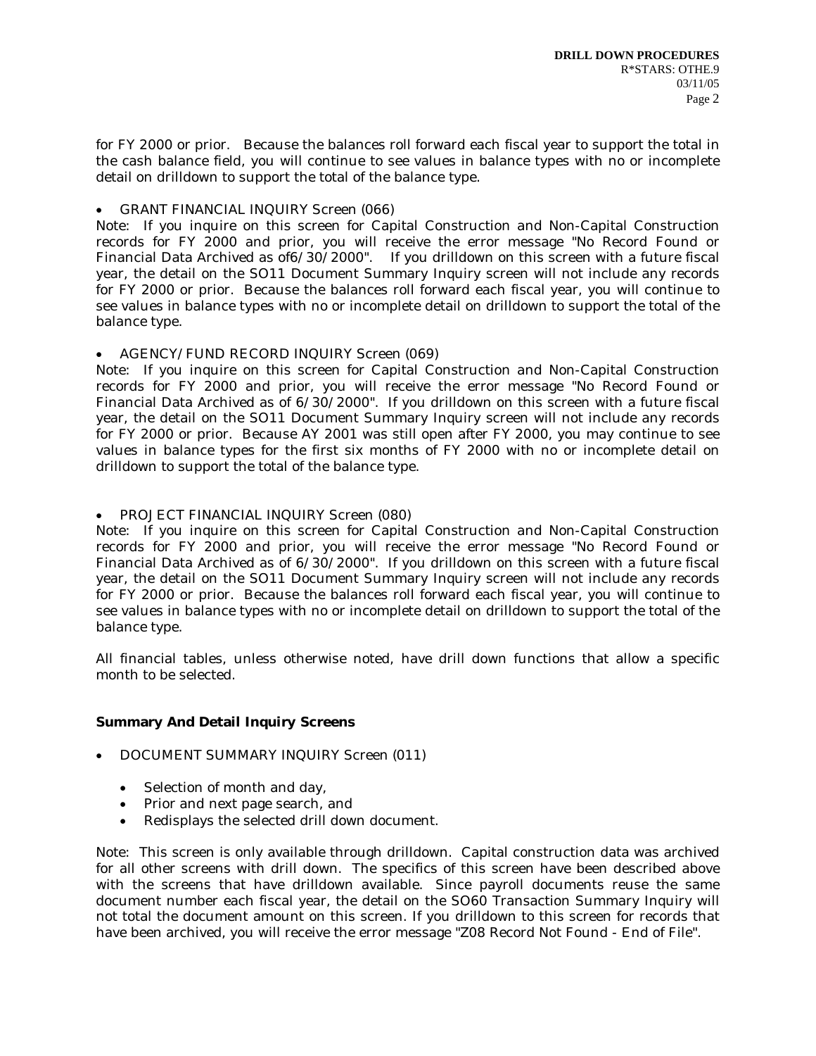for FY 2000 or prior. Because the balances roll forward each fiscal year to support the total in the cash balance field, you will continue to see values in balance types with no or incomplete detail on drilldown to support the total of the balance type.

- GRANT FINANCIAL INQUIRY Screen (066)

Note: If you inquire on this screen for Capital Construction and Non-Capital Construction records for FY 2000 and prior, you will receive the error message "No Record Found or Financial Data Archived as of6/30/2000". If you drilldown on this screen with a future fiscal year, the detail on the SO11 Document Summary Inquiry screen will not include any records for FY 2000 or prior. Because the balances roll forward each fiscal year, you will continue to see values in balance types with no or incomplete detail on drilldown to support the total of the balance type.

- AGENCY/FUND RECORD INQUIRY Screen (069)

Note: If you inquire on this screen for Capital Construction and Non-Capital Construction records for FY 2000 and prior, you will receive the error message "No Record Found or Financial Data Archived as of 6/30/2000". If you drilldown on this screen with a future fiscal year, the detail on the SO11 Document Summary Inquiry screen will not include any records for FY 2000 or prior. Because AY 2001 was still open after FY 2000, you may continue to see values in balance types for the first six months of FY 2000 with no or incomplete detail on drilldown to support the total of the balance type.

- PROJECT FINANCIAL INQUIRY Screen (080)

Note: If you inquire on this screen for Capital Construction and Non-Capital Construction records for FY 2000 and prior, you will receive the error message "No Record Found or Financial Data Archived as of 6/30/2000". If you drilldown on this screen with a future fiscal year, the detail on the SO11 Document Summary Inquiry screen will not include any records for FY 2000 or prior. Because the balances roll forward each fiscal year, you will continue to see values in balance types with no or incomplete detail on drilldown to support the total of the balance type.

All financial tables, unless otherwise noted, have drill down functions that allow a specific month to be selected.

**Summary And Detail Inquiry Screens**

- DOCUMENT SUMMARY INQUIRY Screen (011)
  - Selection of month and day,
  - Prior and next page search, and
  - Redisplays the selected drill down document.

Note: This screen is only available through drilldown. Capital construction data was archived for all other screens with drill down. The specifics of this screen have been described above with the screens that have drilldown available. Since payroll documents reuse the same document number each fiscal year, the detail on the SO60 Transaction Summary Inquiry will not total the document amount on this screen. If you drilldown to this screen for records that have been archived, you will receive the error message "Z08 Record Not Found - End of File".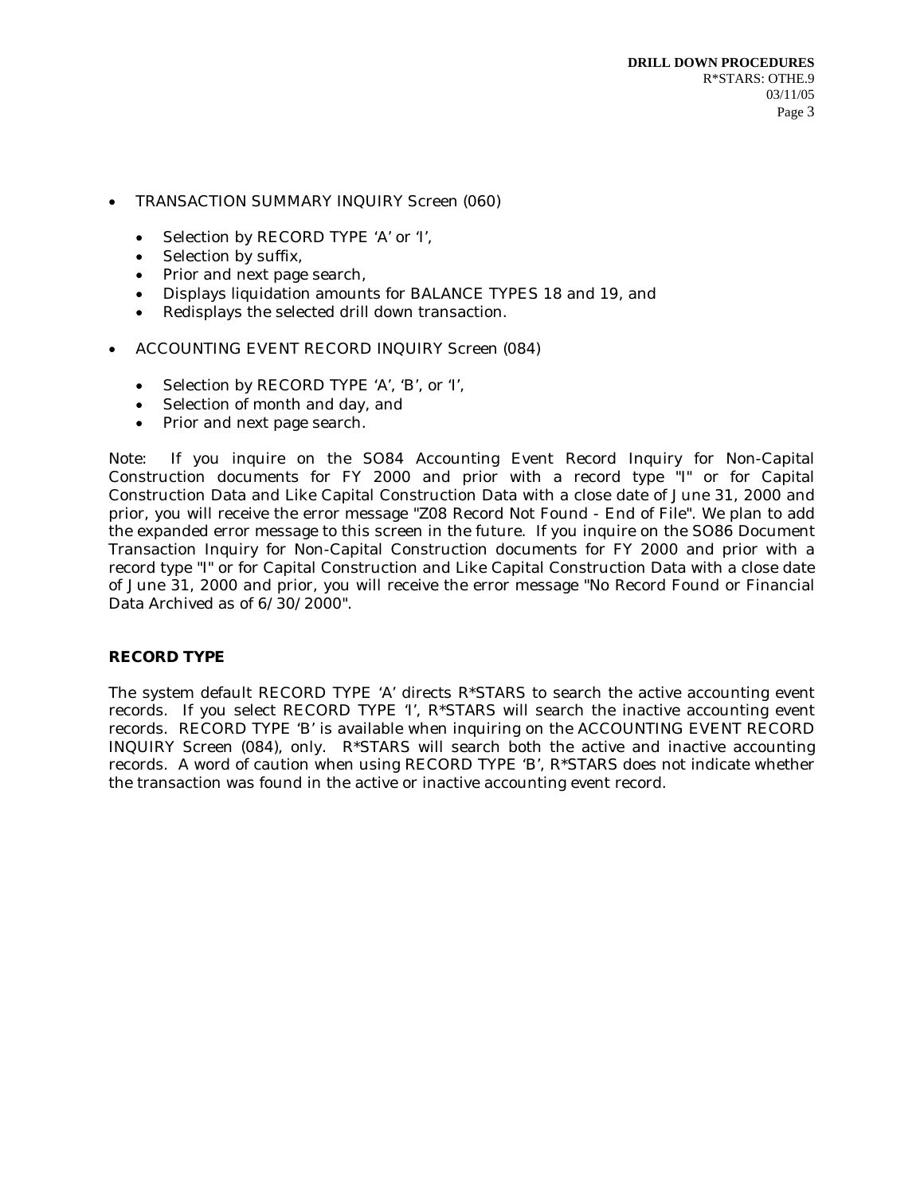- TRANSACTION SUMMARY INQUIRY Screen (060)

  - Selection by RECORD TYPE 'A' or 'I',
  - Selection by suffix,
  - Prior and next page search,
  - Displays liquidation amounts for BALANCE TYPES 18 and 19, and
  - Redisplays the selected drill down transaction.

- ACCOUNTING EVENT RECORD INQUIRY Screen (084)

  - Selection by RECORD TYPE 'A', 'B', or 'I',
  - Selection of month and day, and
  - Prior and next page search.

Note: If you inquire on the SO84 Accounting Event Record Inquiry for Non-Capital Construction documents for FY 2000 and prior with a record type "I" or for Capital Construction Data and Like Capital Construction Data with a close date of June 31, 2000 and prior, you will receive the error message "Z08 Record Not Found - End of File". We plan to add the expanded error message to this screen in the future. If you inquire on the SO86 Document Transaction Inquiry for Non-Capital Construction documents for FY 2000 and prior with a record type "I" or for Capital Construction and Like Capital Construction Data with a close date of June 31, 2000 and prior, you will receive the error message "No Record Found or Financial Data Archived as of 6/30/2000".

**RECORD TYPE**

The system default RECORD TYPE 'A' directs R*STARS to search the active accounting event records. If you select RECORD TYPE 'I', R*STARS will search the inactive accounting event records. RECORD TYPE 'B' is available when inquiring on the ACCOUNTING EVENT RECORD INQUIRY Screen (084), only. R*STARS will search both the active and inactive accounting records. A word of caution when using RECORD TYPE 'B', R*STARS does not indicate whether the transaction was found in the active or inactive accounting event record.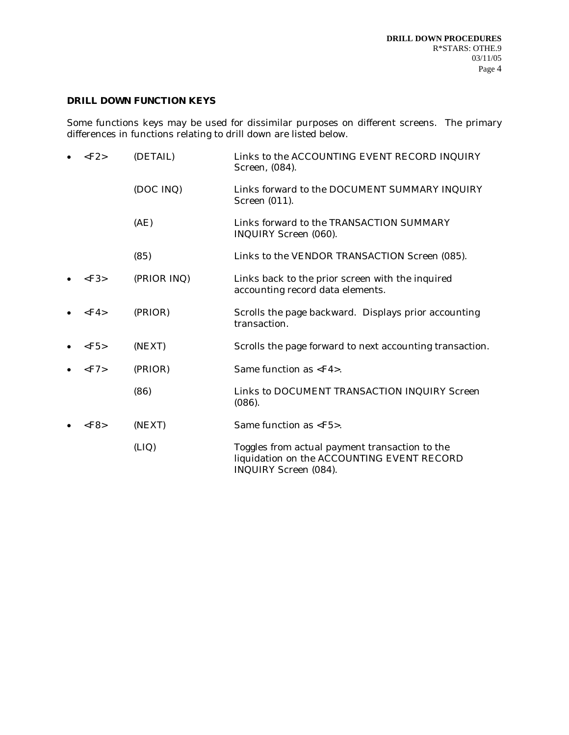**DRILL DOWN FUNCTION KEYS**

Some functions keys may be used for dissimilar purposes on different screens. The primary differences in functions relating to drill down are listed below.

- <F2> (DETAIL) Links to the ACCOUNTING EVENT RECORD INQUIRY Screen, (084).

  (DOC INQ) Links forward to the DOCUMENT SUMMARY INQUIRY Screen (011).

  (AE) Links forward to the TRANSACTION SUMMARY INQUIRY Screen (060).

  (85) Links to the VENDOR TRANSACTION Screen (085).

- <F3> (PRIOR INQ) Links back to the prior screen with the inquired accounting record data elements.

- <F4> (PRIOR) Scrolls the page backward. Displays prior accounting transaction.

- <F5> (NEXT) Scrolls the page forward to next accounting transaction.

- <F7> (PRIOR) Same function as <F4>.

  (86) Links to DOCUMENT TRANSACTION INQUIRY Screen (086).

- <F8> (NEXT) Same function as <F5>.

  (LIQ) Toggles from actual payment transaction to the liquidation on the ACCOUNTING EVENT RECORD INQUIRY Screen (084).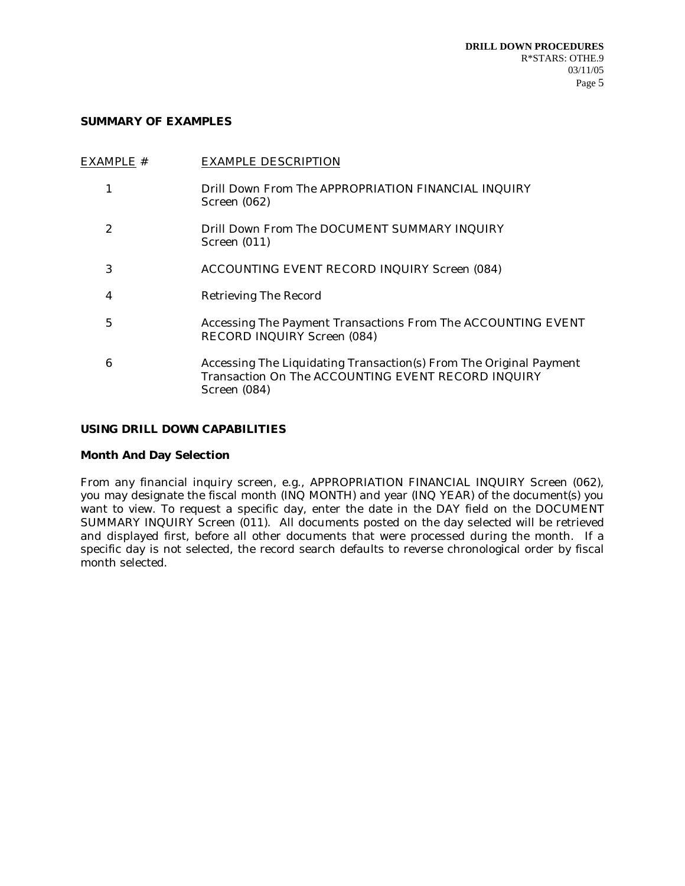## SUMMARY OF EXAMPLES

| EXAMPLE # | EXAMPLE DESCRIPTION |
|---|---|
| 1 | Drill Down From The APPROPRIATION FINANCIAL INQUIRY Screen (062) |
| 2 | Drill Down From The DOCUMENT SUMMARY INQUIRY Screen (011) |
| 3 | ACCOUNTING EVENT RECORD INQUIRY Screen (084) |
| 4 | Retrieving The Record |
| 5 | Accessing The Payment Transactions From The ACCOUNTING EVENT RECORD INQUIRY Screen (084) |
| 6 | Accessing The Liquidating Transaction(s) From The Original Payment Transaction On The ACCOUNTING EVENT RECORD INQUIRY Screen (084) |

## USING DRILL DOWN CAPABILITIES

### Month And Day Selection

From any financial inquiry screen, e.g., APPROPRIATION FINANCIAL INQUIRY Screen (062), you may designate the fiscal month (INQ MONTH) and year (INQ YEAR) of the document(s) you want to view. To request a specific day, enter the date in the DAY field on the DOCUMENT SUMMARY INQUIRY Screen (011). All documents posted on the day selected will be retrieved and displayed first, before all other documents that were processed during the month. If a specific day is not selected, the record search defaults to reverse chronological order by fiscal month selected.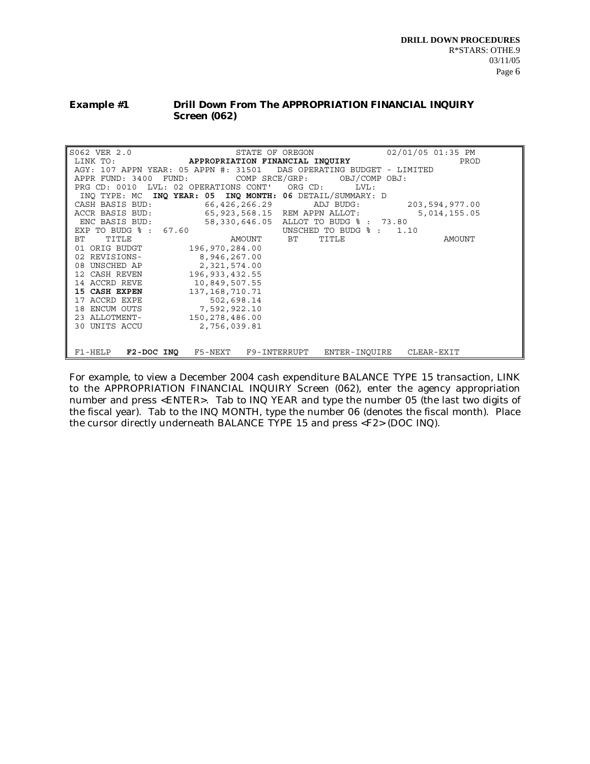**Example #1 Drill Down From The APPROPRIATION FINANCIAL INQUIRY Screen (062)**

```
S062 VER 2.0                    STATE OF OREGON              02/01/05 01:35 PM
 LINK TO:              APPROPRIATION FINANCIAL INQUIRY                     PROD
 AGY: 107 APPN YEAR: 05 APPN #: 31501   DAS OPERATING BUDGET - LIMITED
 APPR FUND: 3400  FUND:          COMP SRCE/GRP:      OBJ/COMP OBJ:
 PRG CD: 0010  LVL: 02 OPERATIONS CONT'   ORG CD:       LVL:
  INQ TYPE: MC  INQ YEAR: 05  INQ MONTH: 06 DETAIL/SUMMARY: D
 CASH BASIS BUD:           66,426,266.29       ADJ BUDG:          203,594,977.00
 ACCR BASIS BUD:           65,923,568.15  REM APPN ALLOT:           5,014,155.05
  ENC BASIS BUD:           58,330,646.05  ALLOT TO BUDG % :  73.80
 EXP TO BUDG % :  67.60                   UNSCHED TO BUDG % :   1.10
 BT    TITLE                    AMOUNT     BT    TITLE                     AMOUNT
 01 ORIG BUDGT         196,970,284.00
 02 REVISIONS-           8,946,267.00
 08 UNSCHED AP           2,321,574.00
 12 CASH REVEN         196,933,432.55
 14 ACCRD REVE          10,849,507.55
 15 CASH EXPEN         137,168,710.71
 17 ACCRD EXPE             502,698.14
 18 ENCUM OUTS           7,592,922.10
 23 ALLOTMENT-         150,278,486.00
 30 UNITS ACCU           2,756,039.81


 F1-HELP   F2-DOC INQ   F5-NEXT   F9-INTERRUPT   ENTER-INQUIRE   CLEAR-EXIT
```

For example, to view a December 2004 cash expenditure BALANCE TYPE 15 transaction, LINK to the APPROPRIATION FINANCIAL INQUIRY Screen (062), enter the agency appropriation number and press <ENTER>. Tab to INQ YEAR and type the number 05 (the last two digits of the fiscal year). Tab to the INQ MONTH, type the number 06 (denotes the fiscal month). Place the cursor directly underneath BALANCE TYPE 15 and press <F2> (DOC INQ).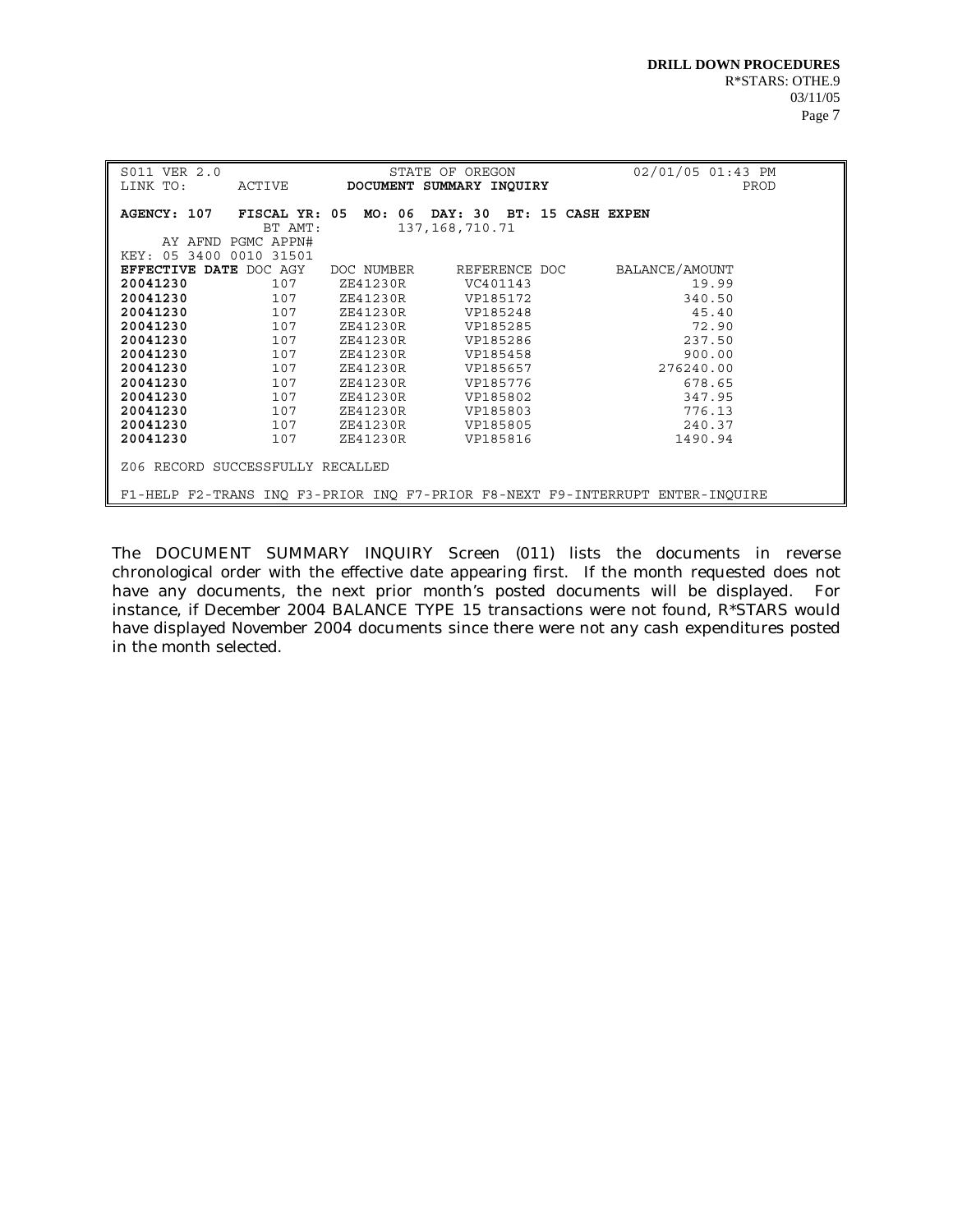```
S011 VER 2.0                    STATE OF OREGON              02/01/05 01:43 PM
LINK TO:     ACTIVE        DOCUMENT SUMMARY INQUIRY                       PROD

AGENCY: 107   FISCAL YR: 05  MO: 06  DAY: 30  BT: 15 CASH EXPEN
                 BT AMT:          137,168,710.71
    AY AFND PGMC APPN#
KEY: 05 3400 0010 31501
EFFECTIVE DATE DOC AGY   DOC NUMBER    REFERENCE DOC     BALANCE/AMOUNT
20041230          107     ZE41230R       VC401143                 19.99
20041230          107     ZE41230R       VP185172                340.50
20041230          107     ZE41230R       VP185248                 45.40
20041230          107     ZE41230R       VP185285                 72.90
20041230          107     ZE41230R       VP185286                237.50
20041230          107     ZE41230R       VP185458                900.00
20041230          107     ZE41230R       VP185657             276240.00
20041230          107     ZE41230R       VP185776                678.65
20041230          107     ZE41230R       VP185802                347.95
20041230          107     ZE41230R       VP185803                776.13
20041230          107     ZE41230R       VP185805                240.37
20041230          107     ZE41230R       VP185816               1490.94

Z06 RECORD SUCCESSFULLY RECALLED

F1-HELP F2-TRANS INQ F3-PRIOR INQ F7-PRIOR F8-NEXT F9-INTERRUPT ENTER-INQUIRE
```

The DOCUMENT SUMMARY INQUIRY Screen (011) lists the documents in reverse chronological order with the effective date appearing first. If the month requested does not have any documents, the next prior month's posted documents will be displayed. For instance, if December 2004 BALANCE TYPE 15 transactions were not found, R*STARS would have displayed November 2004 documents since there were not any cash expenditures posted in the month selected.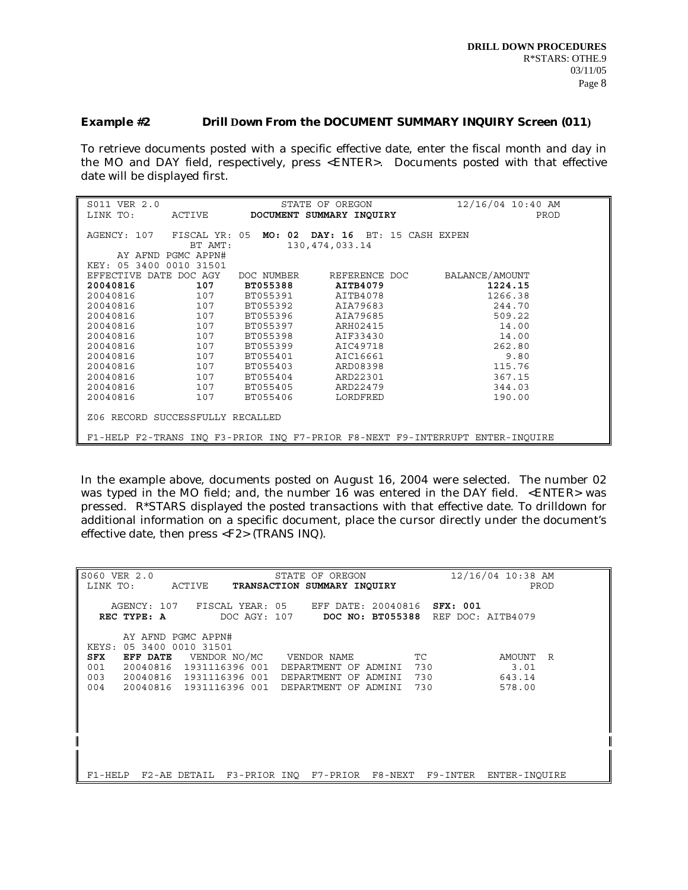## Example #2 Drill Down From the DOCUMENT SUMMARY INQUIRY Screen (011)

To retrieve documents posted with a specific effective date, enter the fiscal month and day in the MO and DAY field, respectively, press <ENTER>. Documents posted with that effective date will be displayed first.

```
 S011 VER 2.0                      STATE OF OREGON               12/16/04 10:40 AM
 LINK TO:      ACTIVE       DOCUMENT SUMMARY INQUIRY                          PROD

 AGENCY: 107   FISCAL YR: 05  MO: 02  DAY: 16  BT: 15 CASH EXPEN
               BT AMT:          130,474,033.14
     AY AFND PGMC APPN#
 KEY: 05 3400 0010 31501
 EFFECTIVE DATE DOC AGY   DOC NUMBER     REFERENCE DOC      BALANCE/AMOUNT
 20040816          107    BT055388        AITB4079                1224.15
 20040816          107    BT055391        AITB4078                1266.38
 20040816          107    BT055392        AIA79683                 244.70
 20040816          107    BT055396        AIA79685                 509.22
 20040816          107    BT055397        ARH02415                  14.00
 20040816          107    BT055398        AIF33430                  14.00
 20040816          107    BT055399        AIC49718                 262.80
 20040816          107    BT055401        AIC16661                   9.80
 20040816          107    BT055403        ARD08398                 115.76
 20040816          107    BT055404        ARD22301                 367.15
 20040816          107    BT055405        ARD22479                 344.03
 20040816          107    BT055406        LORDFRED                 190.00

 Z06 RECORD SUCCESSFULLY RECALLED

 F1-HELP F2-TRANS INQ F3-PRIOR INQ F7-PRIOR F8-NEXT F9-INTERRUPT ENTER-INQUIRE
```

In the example above, documents posted on August 16, 2004 were selected. The number 02 was typed in the MO field; and, the number 16 was entered in the DAY field. <ENTER> was pressed. R*STARS displayed the posted transactions with that effective date. To drilldown for additional information on a specific document, place the cursor directly under the document's effective date, then press <F2> (TRANS INQ).

```
S060 VER 2.0                        STATE OF OREGON               12/16/04 10:38 AM
 LINK TO:      ACTIVE     TRANSACTION SUMMARY INQUIRY                         PROD

    AGENCY: 107   FISCAL YEAR: 05    EFF DATE: 20040816  SFX: 001
  REC TYPE: A         DOC AGY: 107     DOC NO: BT055388  REF DOC: AITB4079

      AY AFND PGMC APPN#
 KEYS: 05 3400 0010 31501
 SFX    EFF DATE   VENDOR NO/MC    VENDOR NAME           TC           AMOUNT  R
 001    20040816  1931116396 001  DEPARTMENT OF ADMINI  730              3.01
 003    20040816  1931116396 001  DEPARTMENT OF ADMINI  730            643.14
 004    20040816  1931116396 001  DEPARTMENT OF ADMINI  730            578.00







 F1-HELP  F2-AE DETAIL  F3-PRIOR INQ  F7-PRIOR  F8-NEXT  F9-INTER  ENTER-INQUIRE
```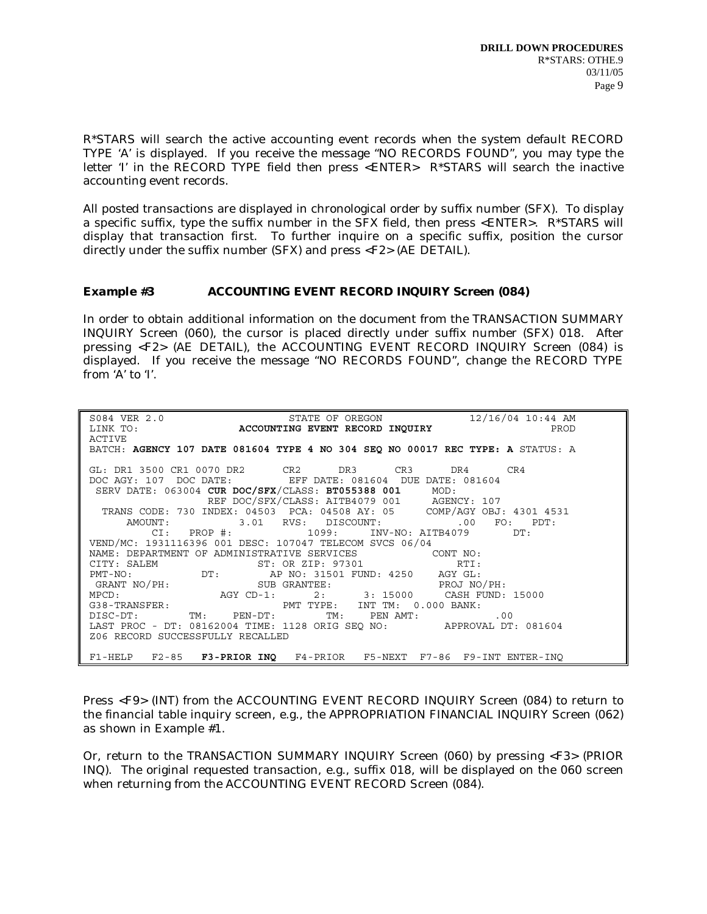R*STARS will search the active accounting event records when the system default RECORD TYPE 'A' is displayed. If you receive the message "NO RECORDS FOUND", you may type the letter 'I' in the RECORD TYPE field then press <ENTER> R*STARS will search the inactive accounting event records.

All posted transactions are displayed in chronological order by suffix number (SFX). To display a specific suffix, type the suffix number in the SFX field, then press <ENTER>. R*STARS will display that transaction first. To further inquire on a specific suffix, position the cursor directly under the suffix number (SFX) and press <F2> (AE DETAIL).

**Example #3 ACCOUNTING EVENT RECORD INQUIRY Screen (084)**

In order to obtain additional information on the document from the TRANSACTION SUMMARY INQUIRY Screen (060), the cursor is placed directly under suffix number (SFX) 018. After pressing <F2> (AE DETAIL), the ACCOUNTING EVENT RECORD INQUIRY Screen (084) is displayed. If you receive the message "NO RECORDS FOUND", change the RECORD TYPE from 'A' to 'I'.

```
S084 VER 2.0                    STATE OF OREGON              12/16/04 10:44 AM
LINK TO:              ACCOUNTING EVENT RECORD INQUIRY                      PROD
ACTIVE
BATCH: AGENCY 107 DATE 081604 TYPE 4 NO 304 SEQ NO 00017 REC TYPE: A STATUS: A

GL: DR1 3500 CR1 0070 DR2      CR2      DR3      CR3      DR4      CR4
DOC AGY: 107  DOC DATE:         EFF DATE: 081604  DUE DATE: 081604
 SERV DATE: 063004 CUR DOC/SFX/CLASS: BT055388 001      MOD:
                 REF DOC/SFX/CLASS: AITB4079 001     AGENCY: 107
  TRANS CODE: 730 INDEX: 04503  PCA: 04508 AY: 05     COMP/AGY OBJ: 4301 4531
      AMOUNT:           3.01   RVS:   DISCOUNT:            .00   FO:   PDT:
         CI:   PROP #:            1099:     INV-NO: AITB4079       DT:
VEND/MC: 1931116396 001 DESC: 107047 TELECOM SVCS 06/04
NAME: DEPARTMENT OF ADMINISTRATIVE SERVICES            CONT NO:
CITY: SALEM                ST: OR ZIP: 97301              RTI:
PMT-NO:            DT:        AP NO: 31501 FUND: 4250    AGY GL:
 GRANT NO/PH:              SUB GRANTEE:                  PROJ NO/PH:
MPCD:               AGY CD-1:     2:      3: 15000     CASH FUND: 15000
G38-TRANSFER:                    PMT TYPE:   INT TM:  0.000 BANK:
DISC-DT:        TM:    PEN-DT:         TM:    PEN AMT:             .00
LAST PROC - DT: 08162004 TIME: 1128 ORIG SEQ NO:         APPROVAL DT: 081604
Z06 RECORD SUCCESSFULLY RECALLED

F1-HELP   F2-85   F3-PRIOR INQ   F4-PRIOR   F5-NEXT  F7-86  F9-INT ENTER-INQ
```

Press <F9> (INT) from the ACCOUNTING EVENT RECORD INQUIRY Screen (084) to return to the financial table inquiry screen, e.g., the APPROPRIATION FINANCIAL INQUIRY Screen (062) as shown in Example #1.

Or, return to the TRANSACTION SUMMARY INQUIRY Screen (060) by pressing <F3> (PRIOR INQ). The original requested transaction, e.g., suffix 018, will be displayed on the 060 screen when returning from the ACCOUNTING EVENT RECORD Screen (084).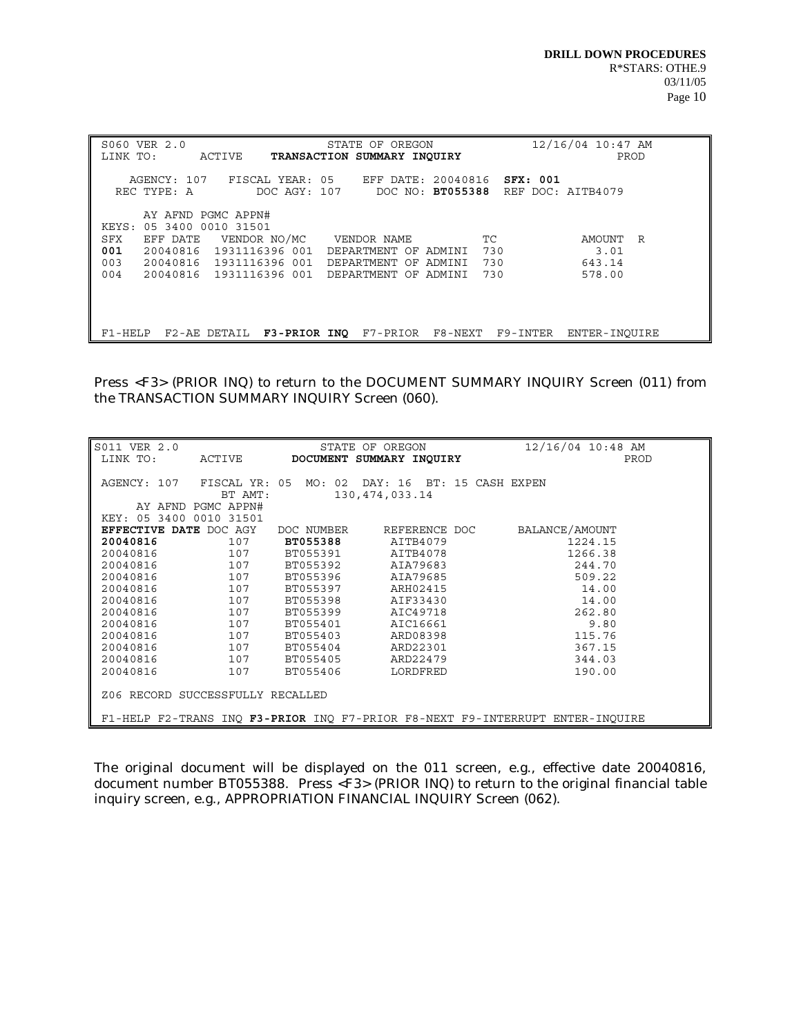```
 S060 VER 2.0                          STATE OF OREGON                12/16/04 10:47 AM
 LINK TO:      ACTIVE     TRANSACTION SUMMARY INQUIRY                          PROD

    AGENCY: 107    FISCAL YEAR: 05    EFF DATE: 20040816  SFX: 001
  REC TYPE: A          DOC AGY: 107     DOC NO: BT055388  REF DOC: AITB4079

      AY AFND PGMC APPN#
 KEYS: 05 3400 0010 31501
 SFX    EFF DATE   VENDOR NO/MC    VENDOR NAME           TC             AMOUNT  R
 001    20040816   1931116396 001  DEPARTMENT OF ADMINI  730              3.01
 003    20040816   1931116396 001  DEPARTMENT OF ADMINI  730            643.14
 004    20040816   1931116396 001  DEPARTMENT OF ADMINI  730            578.00




 F1-HELP  F2-AE DETAIL  F3-PRIOR INQ  F7-PRIOR  F8-NEXT  F9-INTER  ENTER-INQUIRE
```

Press <F3> (PRIOR INQ) to return to the DOCUMENT SUMMARY INQUIRY Screen (011) from the TRANSACTION SUMMARY INQUIRY Screen (060).

```
S011 VER 2.0                          STATE OF OREGON               12/16/04 10:48 AM
 LINK TO:      ACTIVE        DOCUMENT SUMMARY INQUIRY                           PROD

 AGENCY: 107   FISCAL YR: 05  MO: 02  DAY: 16  BT: 15 CASH EXPEN
               BT AMT:          130,474,033.14
      AY AFND PGMC APPN#
 KEY: 05 3400 0010 31501
 EFFECTIVE DATE DOC AGY   DOC NUMBER    REFERENCE DOC      BALANCE/AMOUNT
 20040816          107    BT055388       AITB4079                1224.15
 20040816          107    BT055391       AITB4078                1266.38
 20040816          107    BT055392       AIA79683                 244.70
 20040816          107    BT055396       AIA79685                 509.22
 20040816          107    BT055397       ARH02415                  14.00
 20040816          107    BT055398       AIF33430                  14.00
 20040816          107    BT055399       AIC49718                 262.80
 20040816          107    BT055401       AIC16661                   9.80
 20040816          107    BT055403       ARD08398                 115.76
 20040816          107    BT055404       ARD22301                 367.15
 20040816          107    BT055405       ARD22479                 344.03
 20040816          107    BT055406       LORDFRED                 190.00

 Z06 RECORD SUCCESSFULLY RECALLED

 F1-HELP F2-TRANS INQ F3-PRIOR INQ F7-PRIOR F8-NEXT F9-INTERRUPT ENTER-INQUIRE
```

The original document will be displayed on the 011 screen, e.g., effective date 20040816, document number BT055388. Press <F3> (PRIOR INQ) to return to the original financial table inquiry screen, e.g., APPROPRIATION FINANCIAL INQUIRY Screen (062).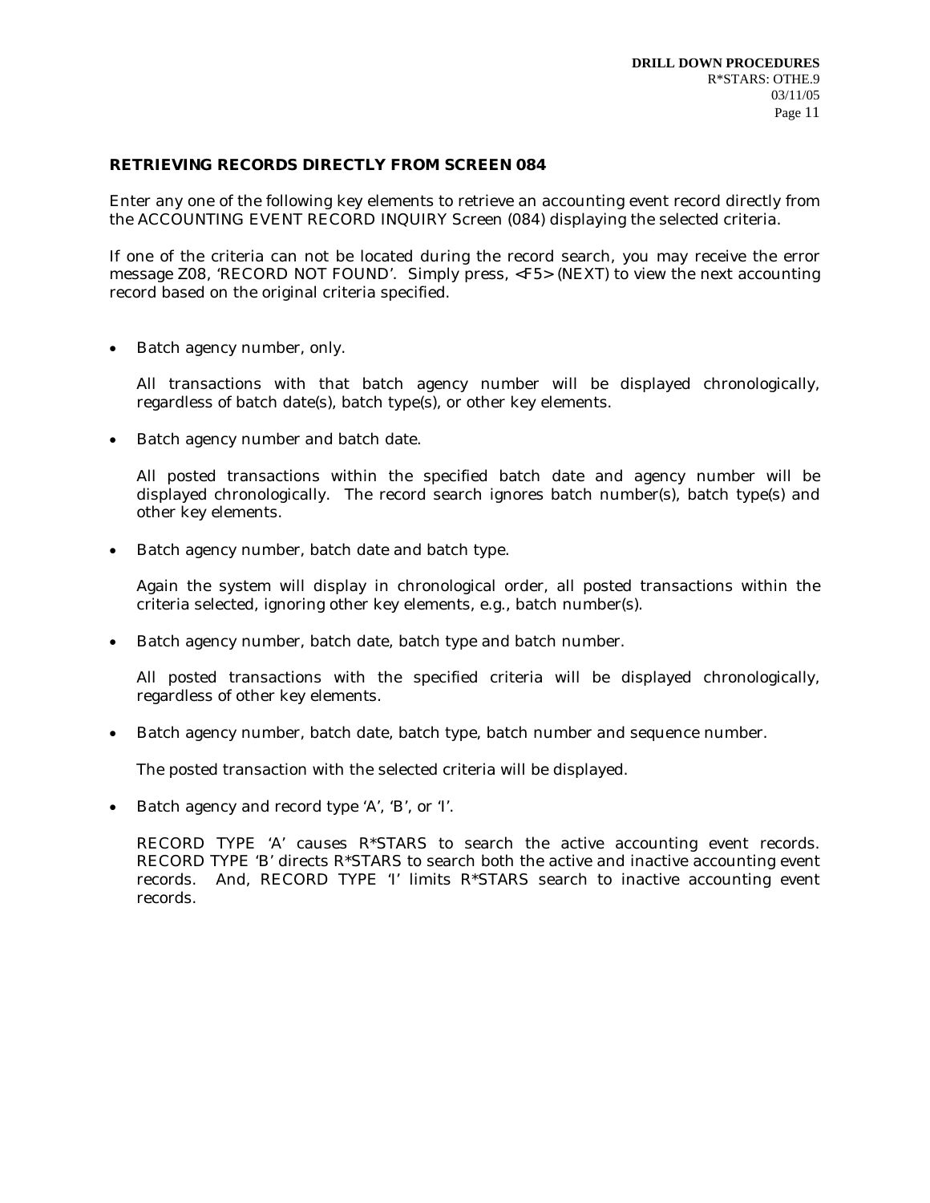### RETRIEVING RECORDS DIRECTLY FROM SCREEN 084

Enter any one of the following key elements to retrieve an accounting event record directly from the ACCOUNTING EVENT RECORD INQUIRY Screen (084) displaying the selected criteria.

If one of the criteria can not be located during the record search, you may receive the error message Z08, 'RECORD NOT FOUND'. Simply press, <F5> (NEXT) to view the next accounting record based on the original criteria specified.

- Batch agency number, only.

  All transactions with that batch agency number will be displayed chronologically, regardless of batch date(s), batch type(s), or other key elements.

- Batch agency number and batch date.

  All posted transactions within the specified batch date and agency number will be displayed chronologically. The record search ignores batch number(s), batch type(s) and other key elements.

- Batch agency number, batch date and batch type.

  Again the system will display in chronological order, all posted transactions within the criteria selected, ignoring other key elements, e.g., batch number(s).

- Batch agency number, batch date, batch type and batch number.

  All posted transactions with the specified criteria will be displayed chronologically, regardless of other key elements.

- Batch agency number, batch date, batch type, batch number and sequence number.

  The posted transaction with the selected criteria will be displayed.

- Batch agency and record type 'A', 'B', or 'I'.

  RECORD TYPE 'A' causes R*STARS to search the active accounting event records. RECORD TYPE 'B' directs R*STARS to search both the active and inactive accounting event records. And, RECORD TYPE 'I' limits R*STARS search to inactive accounting event records.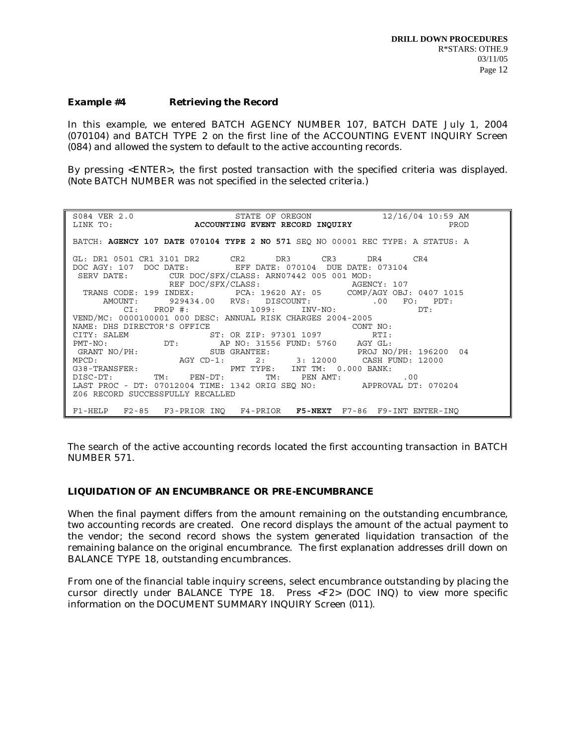### Example #4 Retrieving the Record

In this example, we entered BATCH AGENCY NUMBER 107, BATCH DATE July 1, 2004 (070104) and BATCH TYPE 2 on the first line of the ACCOUNTING EVENT INQUIRY Screen (084) and allowed the system to default to the active accounting records.

By pressing <ENTER>, the first posted transaction with the specified criteria was displayed. (Note BATCH NUMBER was not specified in the selected criteria.)

```
S084 VER 2.0                   STATE OF OREGON              12/16/04 10:59 AM
LINK TO:                ACCOUNTING EVENT RECORD INQUIRY                  PROD

BATCH: AGENCY 107 DATE 070104 TYPE 2 NO 571 SEQ NO 00001 REC TYPE: A STATUS: A

GL: DR1 0501 CR1 3101 DR2      CR2      DR3      CR3      DR4      CR4
DOC AGY: 107  DOC DATE:        EFF DATE: 070104  DUE DATE: 073104
 SERV DATE:        CUR DOC/SFX/CLASS: ARN07442 005 001 MOD:
                   REF DOC/SFX/CLASS:                  AGENCY: 107
  TRANS CODE: 199 INDEX:        PCA: 19620 AY: 05     COMP/AGY OBJ: 0407 1015
      AMOUNT:      929434.00   RVS:  DISCOUNT:           .00   FO:   PDT:
         CI:   PROP #:            1099:     INV-NO:                  DT:
VEND/MC: 0000100001 000 DESC: ANNUAL RISK CHARGES 2004-2005
NAME: DHS DIRECTOR'S OFFICE                               CONT NO:
CITY: SALEM                ST: OR ZIP: 97301 1097          RTI:
PMT-NO:           DT:        AP NO: 31556 FUND: 5760    AGY GL:
 GRANT NO/PH:              SUB GRANTEE:                  PROJ NO/PH: 196200  04
MPCD:               AGY CD-1:      2:      3: 12000     CASH FUND: 12000
G38-TRANSFER:                    PMT TYPE:   INT TM:  0.000 BANK:
DISC-DT:        TM:    PEN-DT:        TM:    PEN AMT:            .00
LAST PROC - DT: 07012004 TIME: 1342 ORIG SEQ NO:         APPROVAL DT: 070204
Z06 RECORD SUCCESSFULLY RECALLED

F1-HELP   F2-85   F3-PRIOR INQ   F4-PRIOR   F5-NEXT  F7-86  F9-INT ENTER-INQ
```

The search of the active accounting records located the first accounting transaction in BATCH NUMBER 571.

### LIQUIDATION OF AN ENCUMBRANCE OR PRE-ENCUMBRANCE

When the final payment differs from the amount remaining on the outstanding encumbrance, two accounting records are created. One record displays the amount of the actual payment to the vendor; the second record shows the system generated liquidation transaction of the remaining balance on the original encumbrance. The first explanation addresses drill down on BALANCE TYPE 18, outstanding encumbrances.

From one of the financial table inquiry screens, select encumbrance outstanding by placing the cursor directly under BALANCE TYPE 18. Press <F2> (DOC INQ) to view more specific information on the DOCUMENT SUMMARY INQUIRY Screen (011).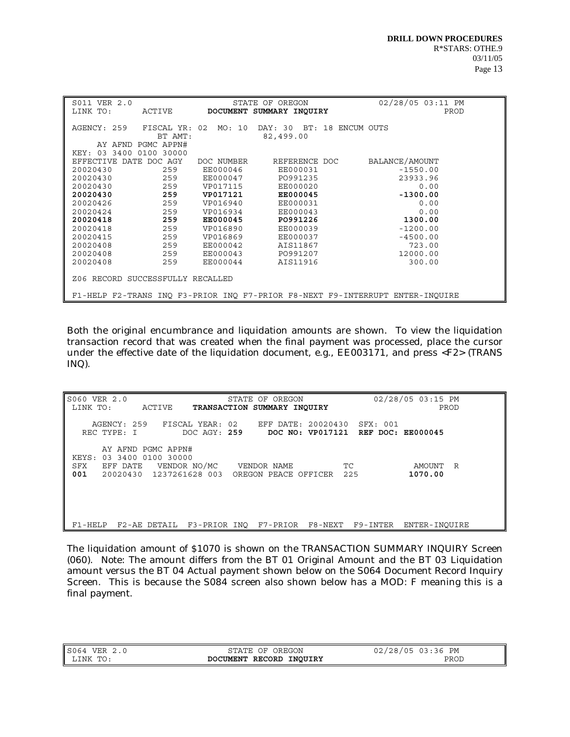```
S011 VER 2.0                      STATE OF OREGON                02/28/05 03:11 PM
LINK TO:      ACTIVE       DOCUMENT SUMMARY INQUIRY                           PROD

AGENCY: 259   FISCAL YR: 02  MO: 10  DAY: 30  BT: 18 ENCUM OUTS
              BT AMT:                 82,499.00
     AY AFND PGMC APPN#
KEY: 03 3400 0100 30000
EFFECTIVE DATE DOC AGY    DOC NUMBER     REFERENCE DOC      BALANCE/AMOUNT
20020430          259      EE000046       EE000031               -1550.00
20020430          259      EE000047       PO991235               23933.96
20020430          259      VP017115       EE000020                   0.00
20020430          259      VP017121       EE000045               -1300.00
20020426          259      VP016940       EE000031                   0.00
20020424          259      VP016934       EE000043                   0.00
20020418          259      EE000045       PO991226                1300.00
20020418          259      VP016890       EE000039               -1200.00
20020415          259      VP016869       EE000037               -4500.00
20020408          259      EE000042       AIS11867                 723.00
20020408          259      EE000043       PO991207               12000.00
20020408          259      EE000044       AIS11916                 300.00

Z06 RECORD SUCCESSFULLY RECALLED

F1-HELP F2-TRANS INQ F3-PRIOR INQ F7-PRIOR F8-NEXT F9-INTERRUPT ENTER-INQUIRE
```

Both the original encumbrance and liquidation amounts are shown. To view the liquidation transaction record that was created when the final payment was processed, place the cursor under the effective date of the liquidation document, e.g., EE003171, and press <F2> (TRANS INQ).

```
S060 VER 2.0                      STATE OF OREGON                02/28/05 03:15 PM
LINK TO:      ACTIVE     TRANSACTION SUMMARY INQUIRY                          PROD

    AGENCY: 259   FISCAL YEAR: 02    EFF DATE: 20020430  SFX: 001
  REC TYPE: I          DOC AGY: 259     DOC NO: VP017121  REF DOC: EE000045

      AY AFND PGMC APPN#
KEYS: 03 3400 0100 30000
SFX    EFF DATE   VENDOR NO/MC      VENDOR NAME            TC            AMOUNT  R
001    20020430  1237261628 003   OREGON PEACE OFFICER   225           1070.00




F1-HELP  F2-AE DETAIL  F3-PRIOR INQ  F7-PRIOR  F8-NEXT  F9-INTER  ENTER-INQUIRE
```

The liquidation amount of $1070 is shown on the TRANSACTION SUMMARY INQUIRY Screen (060). Note: The amount differs from the BT 01 Original Amount and the BT 03 Liquidation amount versus the BT 04 Actual payment shown below on the S064 Document Record Inquiry Screen. This is because the S084 screen also shown below has a MOD: F meaning this is a final payment.

```
S064 VER 2.0                      STATE OF OREGON                02/28/05 03:36 PM
LINK TO:                     DOCUMENT RECORD INQUIRY                          PROD
```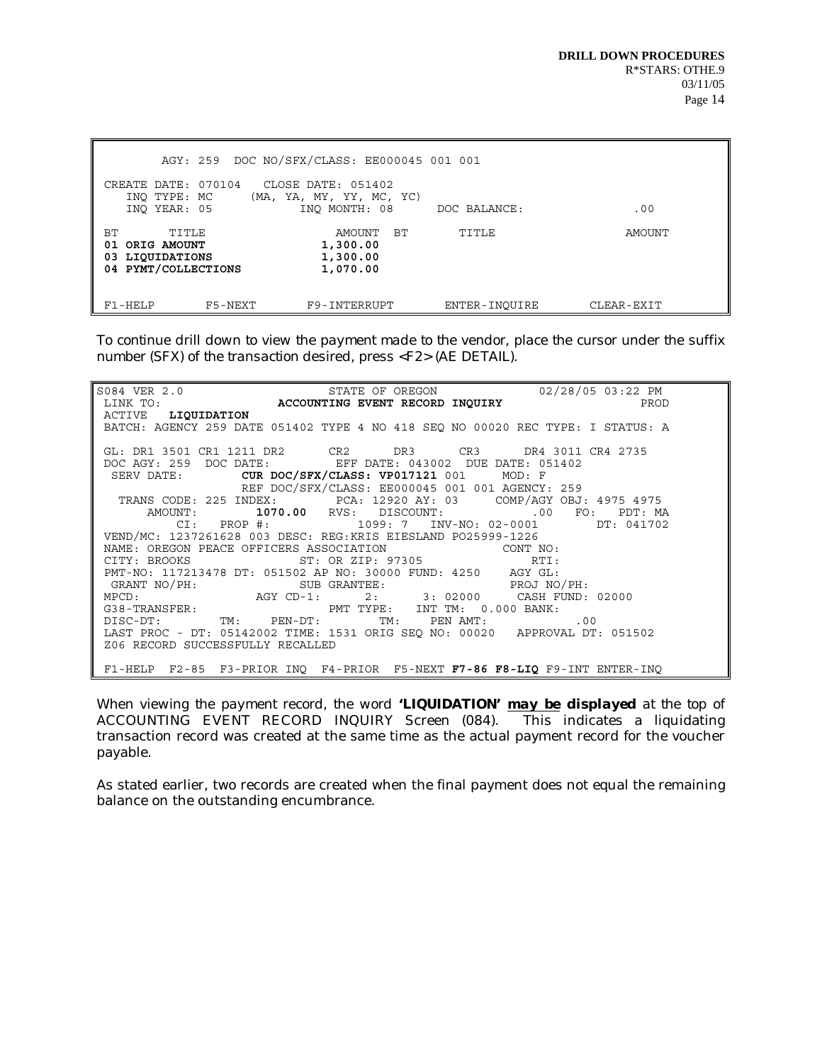```
        AGY: 259  DOC NO/SFX/CLASS: EE000045 001 001

 CREATE DATE: 070104   CLOSE DATE: 051402
    INQ TYPE: MC     (MA, YA, MY, YY, MC, YC)
    INQ YEAR: 05           INQ MONTH: 08      DOC BALANCE:                .00

 BT       TITLE                   AMOUNT  BT       TITLE                  AMOUNT
 01 ORIG AMOUNT                 1,300.00
 03 LIQUIDATIONS                1,300.00
 04 PYMT/COLLECTIONS            1,070.00


 F1-HELP       F5-NEXT       F9-INTERRUPT       ENTER-INQUIRE       CLEAR-EXIT
```

To continue drill down to view the payment made to the vendor, place the cursor under the suffix number (SFX) of the transaction desired, press <F2> (AE DETAIL).

```
S084 VER 2.0                   STATE OF OREGON              02/28/05 03:22 PM
 LINK TO:              ACCOUNTING EVENT RECORD INQUIRY                    PROD
 ACTIVE   LIQUIDATION
 BATCH: AGENCY 259 DATE 051402 TYPE 4 NO 418 SEQ NO 00020 REC TYPE: I STATUS: A

 GL: DR1 3501 CR1 1211 DR2      CR2      DR3      CR3      DR4 3011 CR4 2735
 DOC AGY: 259  DOC DATE:         EFF DATE: 043002  DUE DATE: 051402
  SERV DATE:         CUR DOC/SFX/CLASS: VP017121 001     MOD: F
                     REF DOC/SFX/CLASS: EE000045 001 001 AGENCY: 259
   TRANS CODE: 225 INDEX:        PCA: 12920 AY: 03     COMP/AGY OBJ: 4975 4975
       AMOUNT:        1070.00  RVS:  DISCOUNT:              .00   FO:   PDT: MA
           CI:   PROP #:            1099: 7   INV-NO: 02-0001         DT: 041702
 VEND/MC: 1237261628 003 DESC: REG:KRIS EIESLAND PO25999-1226
 NAME: OREGON PEACE OFFICERS ASSOCIATION                 CONT NO:
 CITY: BROOKS              ST: OR ZIP: 97305              RTI:
 PMT-NO: 117213478 DT: 051502 AP NO: 30000 FUND: 4250    AGY GL:
  GRANT NO/PH:            SUB GRANTEE:                  PROJ NO/PH:
 MPCD:              AGY CD-1:      2:       3: 02000     CASH FUND: 02000
 G38-TRANSFER:                    PMT TYPE:   INT TM:  0.000 BANK:
 DISC-DT:       TM:    PEN-DT:         TM:    PEN AMT:             .00
 LAST PROC - DT: 05142002 TIME: 1531 ORIG SEQ NO: 00020   APPROVAL DT: 051502
 Z06 RECORD SUCCESSFULLY RECALLED

 F1-HELP  F2-85  F3-PRIOR INQ  F4-PRIOR  F5-NEXT F7-86 F8-LIQ F9-INT ENTER-INQ
```

When viewing the payment record, the word **'LIQUIDATION'** **<u>may be</u> displayed** at the top of ACCOUNTING EVENT RECORD INQUIRY Screen (084). This indicates a liquidating transaction record was created at the same time as the actual payment record for the voucher payable.

As stated earlier, two records are created when the final payment does not equal the remaining balance on the outstanding encumbrance.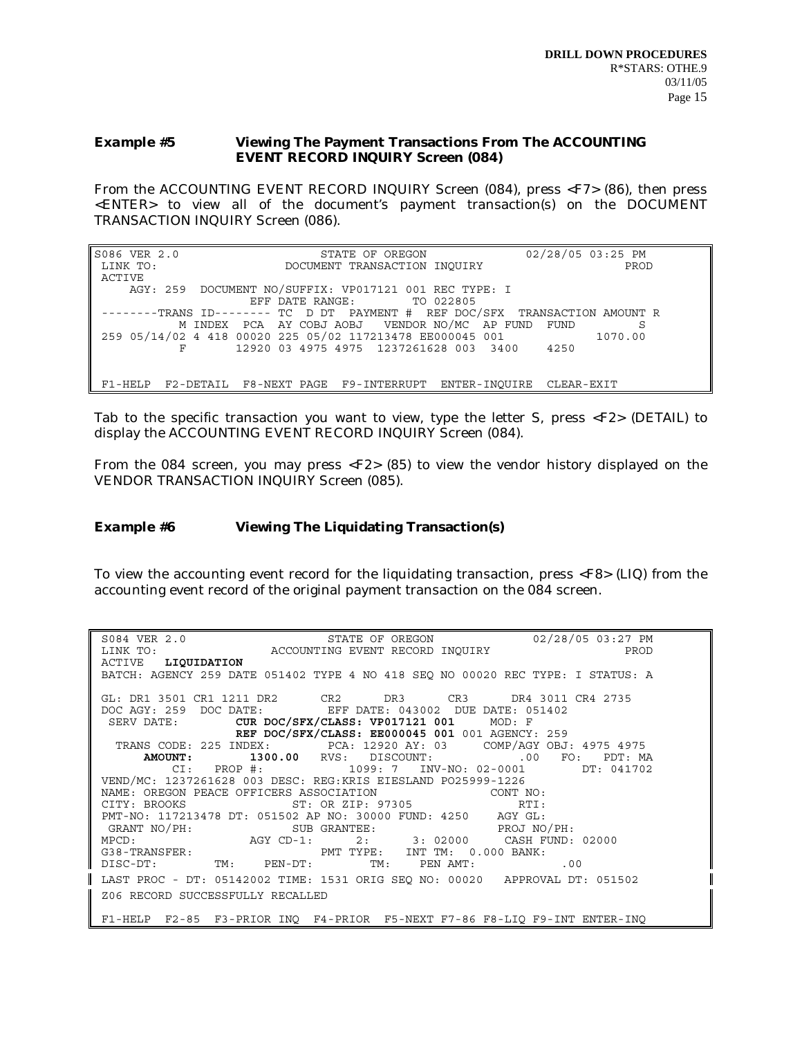### Example #5 Viewing The Payment Transactions From The ACCOUNTING EVENT RECORD INQUIRY Screen (084)

From the ACCOUNTING EVENT RECORD INQUIRY Screen (084), press <F7> (86), then press <ENTER> to view all of the document's payment transaction(s) on the DOCUMENT TRANSACTION INQUIRY Screen (086).

```
S086 VER 2.0                    STATE OF OREGON              02/28/05 03:25 PM
 LINK TO:                 DOCUMENT TRANSACTION INQUIRY                    PROD
 ACTIVE
    AGY: 259  DOCUMENT NO/SUFFIX: VP017121 001 REC TYPE: I
                     EFF DATE RANGE:         TO 022805
 --------TRANS ID-------- TC  D DT  PAYMENT #  REF DOC/SFX  TRANSACTION AMOUNT R
           M INDEX  PCA  AY COBJ AOBJ   VENDOR NO/MC  AP FUND  FUND          S
 259 05/14/02 4 418 00020 225 05/02 117213478 EE000045 001            1070.00
           F        12920 03 4975 4975  1237261628 003  3400    4250


 F1-HELP  F2-DETAIL  F8-NEXT PAGE  F9-INTERRUPT  ENTER-INQUIRE  CLEAR-EXIT
```

Tab to the specific transaction you want to view, type the letter S, press <F2> (DETAIL) to display the ACCOUNTING EVENT RECORD INQUIRY Screen (084).

From the 084 screen, you may press <F2> (85) to view the vendor history displayed on the VENDOR TRANSACTION INQUIRY Screen (085).

### Example #6 Viewing The Liquidating Transaction(s)

To view the accounting event record for the liquidating transaction, press <F8> (LIQ) from the accounting event record of the original payment transaction on the 084 screen.

```
 S084 VER 2.0                    STATE OF OREGON              02/28/05 03:27 PM
 LINK TO:              ACCOUNTING EVENT RECORD INQUIRY                    PROD
 ACTIVE   LIQUIDATION
 BATCH: AGENCY 259 DATE 051402 TYPE 4 NO 418 SEQ NO 00020 REC TYPE: I STATUS: A

 GL: DR1 3501 CR1 1211 DR2      CR2      DR3      CR3      DR4 3011 CR4 2735
 DOC AGY: 259  DOC DATE:         EFF DATE: 043002  DUE DATE: 051402
  SERV DATE:         CUR DOC/SFX/CLASS: VP017121 001      MOD: F
                     REF DOC/SFX/CLASS: EE000045 001 001 AGENCY: 259
   TRANS CODE: 225 INDEX:        PCA: 12920 AY: 03      COMP/AGY OBJ: 4975 4975
       AMOUNT:        1300.00  RVS:   DISCOUNT:            .00   FO:   PDT: MA
          CI:   PROP #:              1099: 7   INV-NO: 02-0001        DT: 041702
 VEND/MC: 1237261628 003 DESC: REG:KRIS EIESLAND PO25999-1226
 NAME: OREGON PEACE OFFICERS ASSOCIATION                 CONT NO:
 CITY: BROOKS                ST: OR ZIP: 97305               RTI:
 PMT-NO: 117213478 DT: 051502 AP NO: 30000 FUND: 4250    AGY GL:
  GRANT NO/PH:                SUB GRANTEE:                 PROJ NO/PH:
 MPCD:               AGY CD-1:      2:      3: 02000     CASH FUND: 02000
 G38-TRANSFER:                   PMT TYPE:   INT TM:  0.000 BANK:
 DISC-DT:        TM:    PEN-DT:        TM:    PEN AMT:             .00
 LAST PROC - DT: 05142002 TIME: 1531 ORIG SEQ NO: 00020   APPROVAL DT: 051502
 Z06 RECORD SUCCESSFULLY RECALLED

 F1-HELP  F2-85  F3-PRIOR INQ  F4-PRIOR  F5-NEXT F7-86 F8-LIQ F9-INT ENTER-INQ
```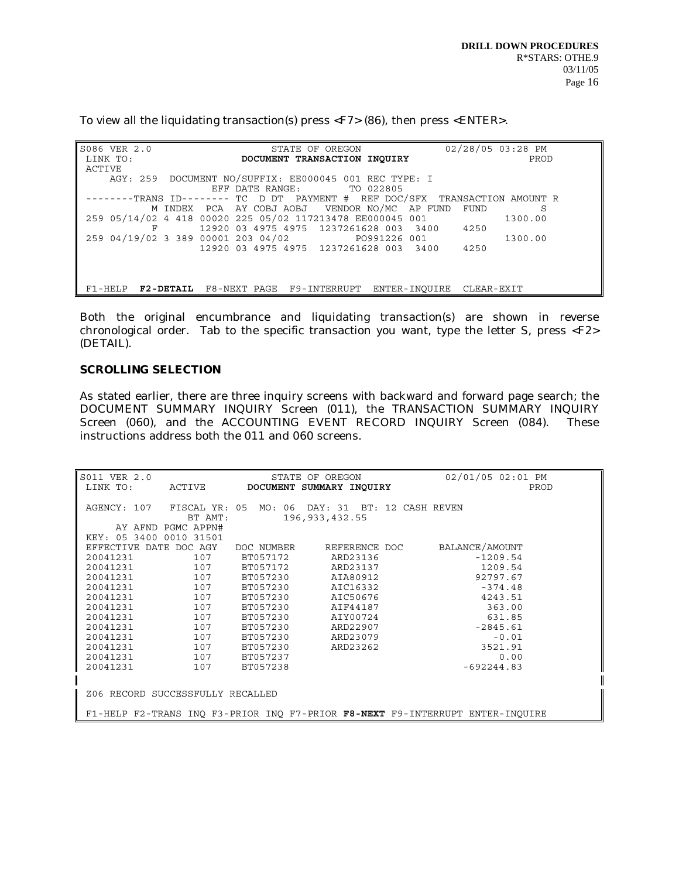To view all the liquidating transaction(s) press <F7> (86), then press <ENTER>.

```
S086 VER 2.0                    STATE OF OREGON               02/28/05 03:28 PM
 LINK TO:                  DOCUMENT TRANSACTION INQUIRY                   PROD
 ACTIVE
    AGY: 259  DOCUMENT NO/SUFFIX: EE000045 001 REC TYPE: I
                     EFF DATE RANGE:        TO 022805
 --------TRANS ID-------- TC  D DT  PAYMENT #  REF DOC/SFX  TRANSACTION AMOUNT R
            M INDEX  PCA  AY COBJ AOBJ   VENDOR NO/MC  AP FUND  FUND         S
 259 05/14/02 4 418 00020 225 05/02 117213478 EE000045 001            1300.00
           F        12920 03 4975 4975  1237261628 003  3400    4250
 259 04/19/02 3 389 00001 203 04/02            PO991226 001           1300.00
                    12920 03 4975 4975  1237261628 003  3400    4250



 F1-HELP  F2-DETAIL  F8-NEXT PAGE  F9-INTERRUPT  ENTER-INQUIRE  CLEAR-EXIT
```

Both the original encumbrance and liquidating transaction(s) are shown in reverse chronological order. Tab to the specific transaction you want, type the letter S, press <F2> (DETAIL).

**SCROLLING SELECTION**

As stated earlier, there are three inquiry screens with backward and forward page search; the DOCUMENT SUMMARY INQUIRY Screen (011), the TRANSACTION SUMMARY INQUIRY Screen (060), and the ACCOUNTING EVENT RECORD INQUIRY Screen (084). These instructions address both the 011 and 060 screens.

```
S011 VER 2.0                    STATE OF OREGON               02/01/05 02:01 PM
 LINK TO:      ACTIVE      DOCUMENT SUMMARY INQUIRY                       PROD

 AGENCY: 107   FISCAL YR: 05  MO: 06  DAY: 31  BT: 12 CASH REVEN
               BT AMT:          196,933,432.55
      AY AFND PGMC APPN#
 KEY: 05 3400 0010 31501
 EFFECTIVE DATE DOC AGY   DOC NUMBER     REFERENCE DOC      BALANCE/AMOUNT
 20041231          107     BT057172       ARD23136             -1209.54
 20041231          107     BT057172       ARD23137              1209.54
 20041231          107     BT057230       AIA80912             92797.67
 20041231          107     BT057230       AIC16332              -374.48
 20041231          107     BT057230       AIC50676              4243.51
 20041231          107     BT057230       AIF44187               363.00
 20041231          107     BT057230       AIY00724               631.85
 20041231          107     BT057230       ARD22907             -2845.61
 20041231          107     BT057230       ARD23079                -0.01
 20041231          107     BT057230       ARD23262              3521.91
 20041231          107     BT057237                                0.00
 20041231          107     BT057238                          -692244.83


 Z06 RECORD SUCCESSFULLY RECALLED

 F1-HELP F2-TRANS INQ F3-PRIOR INQ F7-PRIOR F8-NEXT F9-INTERRUPT ENTER-INQUIRE
```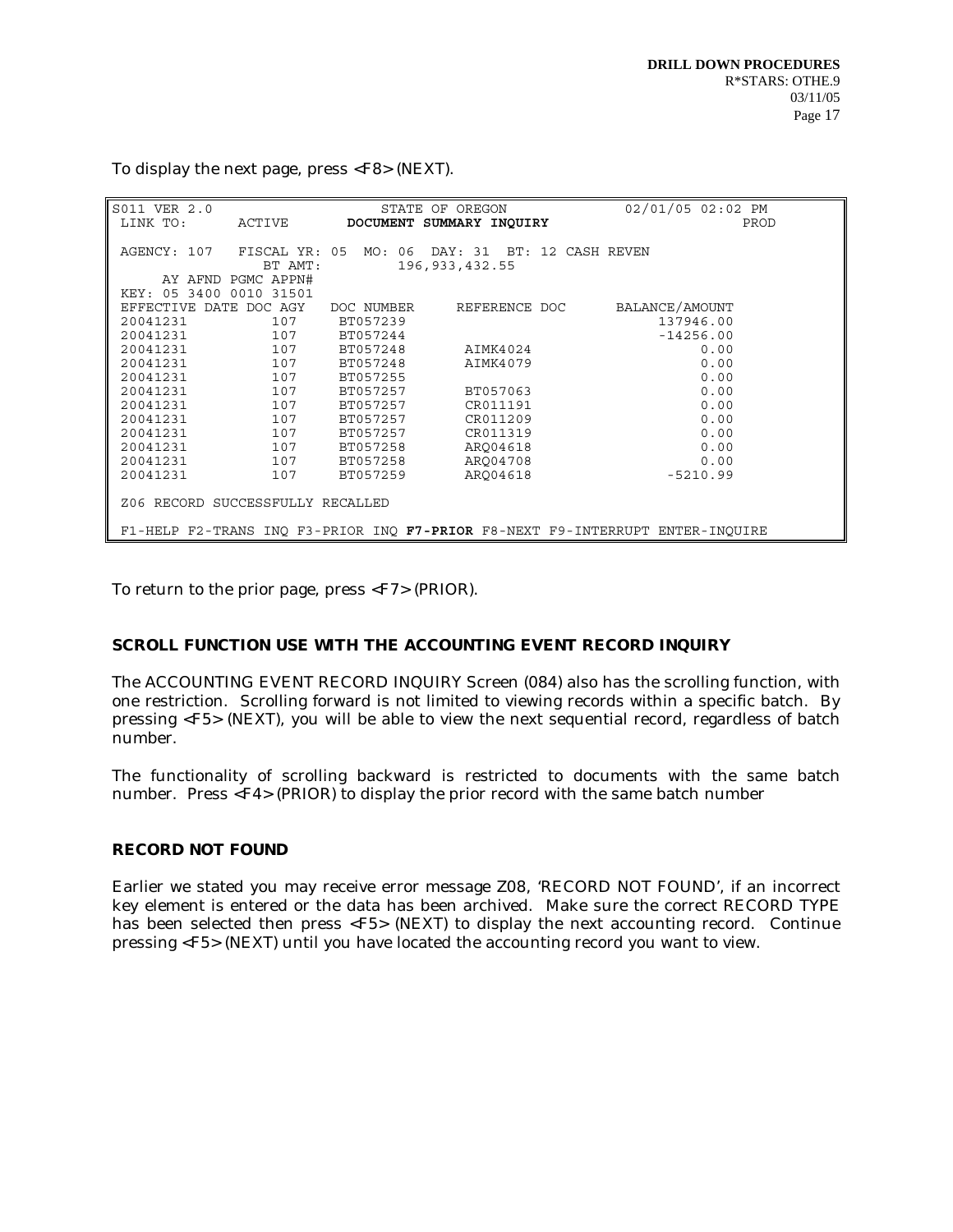To display the next page, press <F8> (NEXT).

```
S011 VER 2.0                    STATE OF OREGON               02/01/05 02:02 PM
 LINK TO:      ACTIVE       DOCUMENT SUMMARY INQUIRY                       PROD

 AGENCY: 107   FISCAL YR: 05  MO: 06  DAY: 31  BT: 12 CASH REVEN
                 BT AMT:          196,933,432.55
     AY AFND PGMC APPN#
 KEY: 05 3400 0010 31501
 EFFECTIVE DATE DOC AGY   DOC NUMBER    REFERENCE DOC      BALANCE/AMOUNT
 20041231          107     BT057239                            137946.00
 20041231          107     BT057244                            -14256.00
 20041231          107     BT057248       AIMK4024                  0.00
 20041231          107     BT057248       AIMK4079                  0.00
 20041231          107     BT057255                                 0.00
 20041231          107     BT057257       BT057063                  0.00
 20041231          107     BT057257       CR011191                  0.00
 20041231          107     BT057257       CR011209                  0.00
 20041231          107     BT057257       CR011319                  0.00
 20041231          107     BT057258       ARQ04618                  0.00
 20041231          107     BT057258       ARQ04708                  0.00
 20041231          107     BT057259       ARQ04618              -5210.99

 Z06 RECORD SUCCESSFULLY RECALLED

 F1-HELP F2-TRANS INQ F3-PRIOR INQ F7-PRIOR F8-NEXT F9-INTERRUPT ENTER-INQUIRE
```

To return to the prior page, press <F7> (PRIOR).

### SCROLL FUNCTION USE WITH THE ACCOUNTING EVENT RECORD INQUIRY

The ACCOUNTING EVENT RECORD INQUIRY Screen (084) also has the scrolling function, with one restriction. Scrolling forward is not limited to viewing records within a specific batch. By pressing <F5> (NEXT), you will be able to view the next sequential record, regardless of batch number.

The functionality of scrolling backward is restricted to documents with the same batch number. Press <F4> (PRIOR) to display the prior record with the same batch number

### RECORD NOT FOUND

Earlier we stated you may receive error message Z08, 'RECORD NOT FOUND', if an incorrect key element is entered or the data has been archived. Make sure the correct RECORD TYPE has been selected then press <F5> (NEXT) to display the next accounting record. Continue pressing <F5> (NEXT) until you have located the accounting record you want to view.